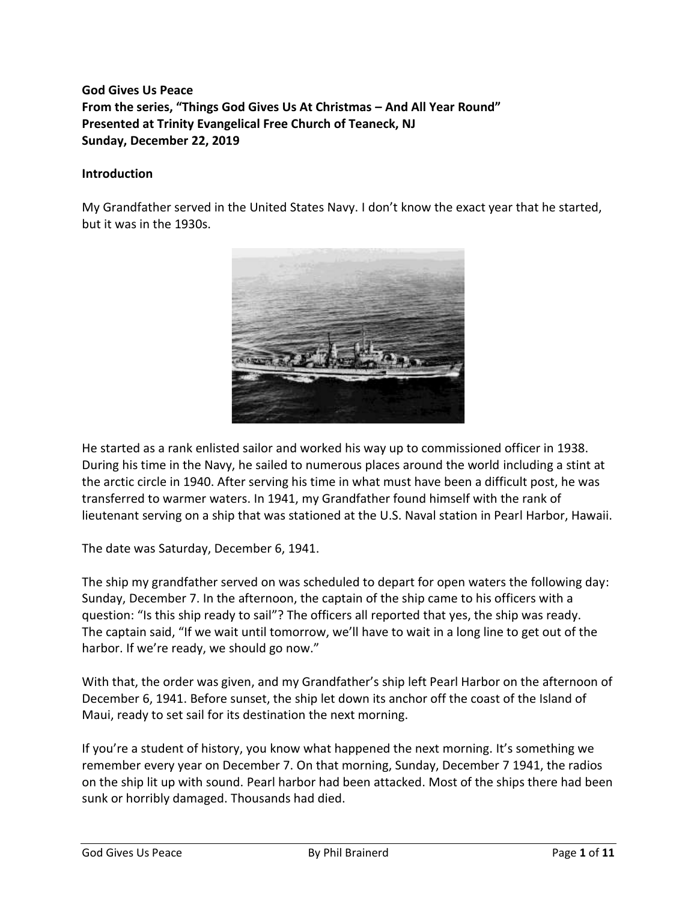**God Gives Us Peace**
**From the series, "Things God Gives Us At Christmas – And All Year Round"**
**Presented at Trinity Evangelical Free Church of Teaneck, NJ**
**Sunday, December 22, 2019**

**Introduction**

My Grandfather served in the United States Navy. I don't know the exact year that he started, but it was in the 1930s.

He started as a rank enlisted sailor and worked his way up to commissioned officer in 1938. During his time in the Navy, he sailed to numerous places around the world including a stint at the arctic circle in 1940. After serving his time in what must have been a difficult post, he was transferred to warmer waters. In 1941, my Grandfather found himself with the rank of lieutenant serving on a ship that was stationed at the U.S. Naval station in Pearl Harbor, Hawaii.

The date was Saturday, December 6, 1941.

The ship my grandfather served on was scheduled to depart for open waters the following day: Sunday, December 7. In the afternoon, the captain of the ship came to his officers with a question: "Is this ship ready to sail"? The officers all reported that yes, the ship was ready. The captain said, "If we wait until tomorrow, we'll have to wait in a long line to get out of the harbor. If we're ready, we should go now."

With that, the order was given, and my Grandfather's ship left Pearl Harbor on the afternoon of December 6, 1941. Before sunset, the ship let down its anchor off the coast of the Island of Maui, ready to set sail for its destination the next morning.

If you're a student of history, you know what happened the next morning. It's something we remember every year on December 7. On that morning, Sunday, December 7 1941, the radios on the ship lit up with sound. Pearl harbor had been attacked. Most of the ships there had been sunk or horribly damaged. Thousands had died.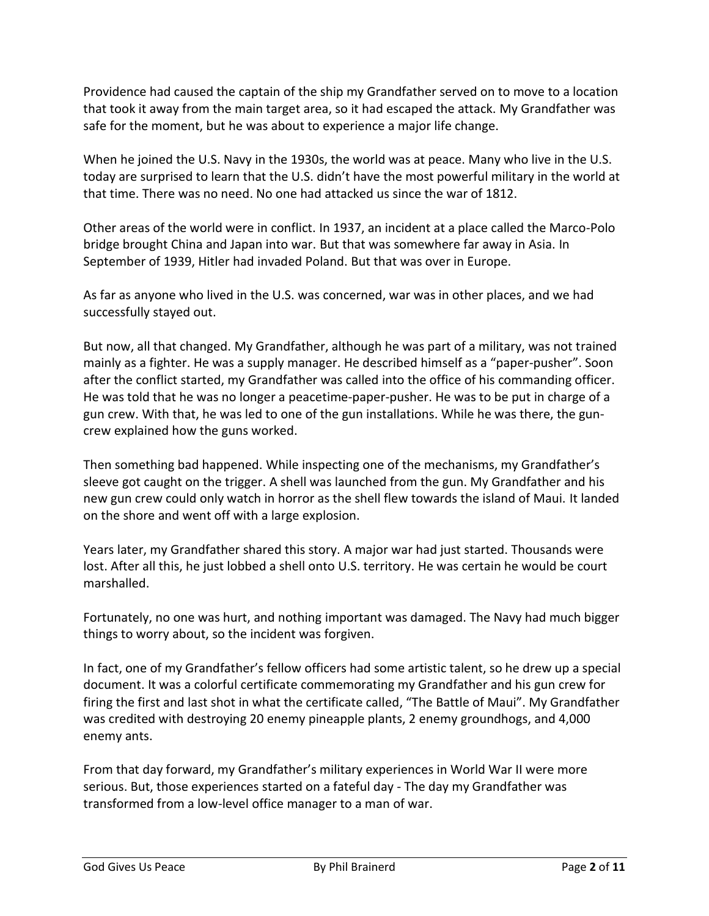Providence had caused the captain of the ship my Grandfather served on to move to a location that took it away from the main target area, so it had escaped the attack. My Grandfather was safe for the moment, but he was about to experience a major life change.

When he joined the U.S. Navy in the 1930s, the world was at peace. Many who live in the U.S. today are surprised to learn that the U.S. didn't have the most powerful military in the world at that time. There was no need. No one had attacked us since the war of 1812.

Other areas of the world were in conflict. In 1937, an incident at a place called the Marco-Polo bridge brought China and Japan into war. But that was somewhere far away in Asia. In September of 1939, Hitler had invaded Poland. But that was over in Europe.

As far as anyone who lived in the U.S. was concerned, war was in other places, and we had successfully stayed out.

But now, all that changed. My Grandfather, although he was part of a military, was not trained mainly as a fighter. He was a supply manager. He described himself as a "paper-pusher". Soon after the conflict started, my Grandfather was called into the office of his commanding officer. He was told that he was no longer a peacetime-paper-pusher. He was to be put in charge of a gun crew. With that, he was led to one of the gun installations. While he was there, the gun-crew explained how the guns worked.

Then something bad happened. While inspecting one of the mechanisms, my Grandfather's sleeve got caught on the trigger. A shell was launched from the gun. My Grandfather and his new gun crew could only watch in horror as the shell flew towards the island of Maui. It landed on the shore and went off with a large explosion.

Years later, my Grandfather shared this story. A major war had just started. Thousands were lost. After all this, he just lobbed a shell onto U.S. territory. He was certain he would be court marshalled.

Fortunately, no one was hurt, and nothing important was damaged. The Navy had much bigger things to worry about, so the incident was forgiven.

In fact, one of my Grandfather's fellow officers had some artistic talent, so he drew up a special document. It was a colorful certificate commemorating my Grandfather and his gun crew for firing the first and last shot in what the certificate called, "The Battle of Maui". My Grandfather was credited with destroying 20 enemy pineapple plants, 2 enemy groundhogs, and 4,000 enemy ants.

From that day forward, my Grandfather's military experiences in World War II were more serious. But, those experiences started on a fateful day - The day my Grandfather was transformed from a low-level office manager to a man of war.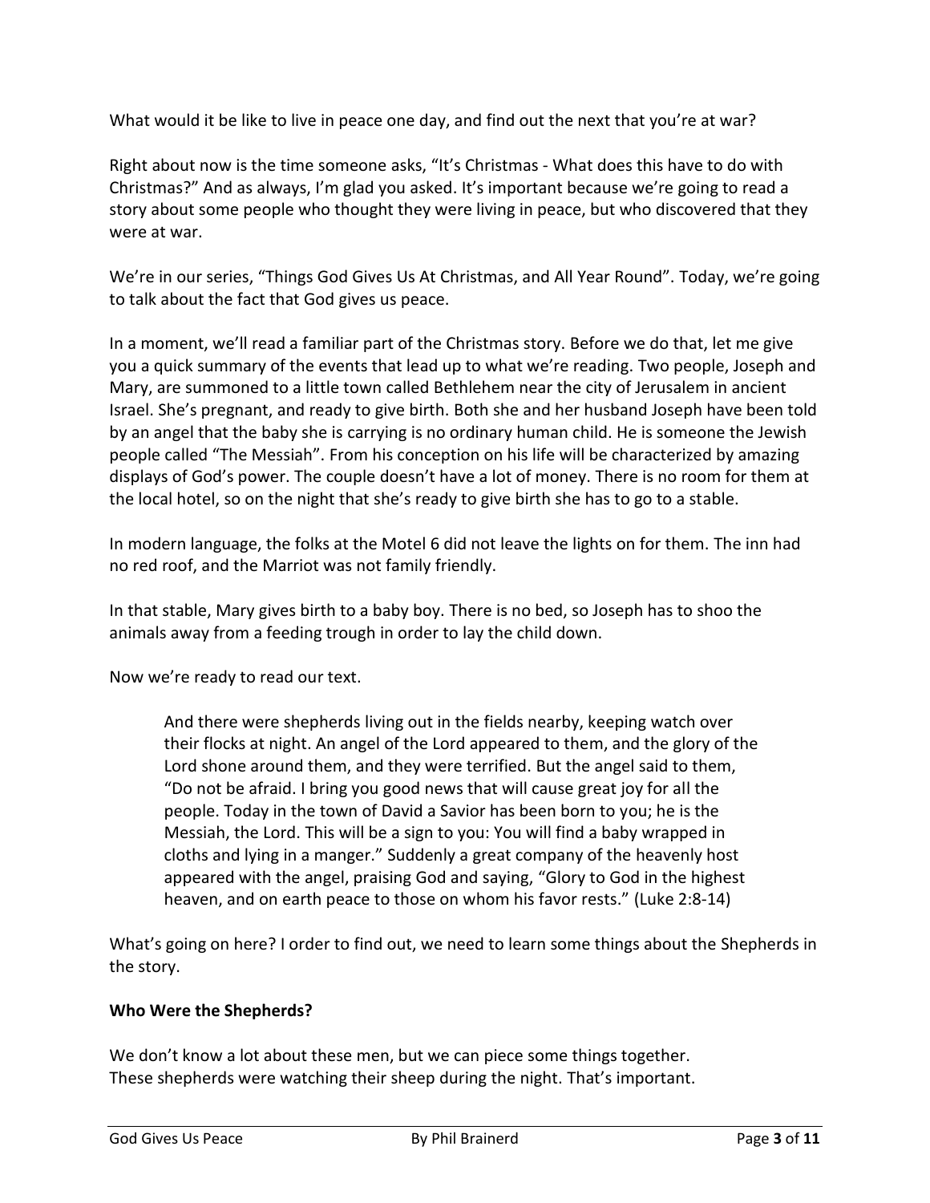What would it be like to live in peace one day, and find out the next that you're at war?

Right about now is the time someone asks, "It's Christmas - What does this have to do with Christmas?" And as always, I'm glad you asked. It's important because we're going to read a story about some people who thought they were living in peace, but who discovered that they were at war.

We're in our series, "Things God Gives Us At Christmas, and All Year Round". Today, we're going to talk about the fact that God gives us peace.

In a moment, we'll read a familiar part of the Christmas story. Before we do that, let me give you a quick summary of the events that lead up to what we're reading. Two people, Joseph and Mary, are summoned to a little town called Bethlehem near the city of Jerusalem in ancient Israel. She's pregnant, and ready to give birth. Both she and her husband Joseph have been told by an angel that the baby she is carrying is no ordinary human child. He is someone the Jewish people called "The Messiah". From his conception on his life will be characterized by amazing displays of God's power. The couple doesn't have a lot of money. There is no room for them at the local hotel, so on the night that she's ready to give birth she has to go to a stable.

In modern language, the folks at the Motel 6 did not leave the lights on for them. The inn had no red roof, and the Marriot was not family friendly.

In that stable, Mary gives birth to a baby boy. There is no bed, so Joseph has to shoo the animals away from a feeding trough in order to lay the child down.

Now we're ready to read our text.

> And there were shepherds living out in the fields nearby, keeping watch over their flocks at night. An angel of the Lord appeared to them, and the glory of the Lord shone around them, and they were terrified. But the angel said to them, "Do not be afraid. I bring you good news that will cause great joy for all the people. Today in the town of David a Savior has been born to you; he is the Messiah, the Lord. This will be a sign to you: You will find a baby wrapped in cloths and lying in a manger." Suddenly a great company of the heavenly host appeared with the angel, praising God and saying, "Glory to God in the highest heaven, and on earth peace to those on whom his favor rests." (Luke 2:8-14)

What's going on here? I order to find out, we need to learn some things about the Shepherds in the story.

**Who Were the Shepherds?**

We don't know a lot about these men, but we can piece some things together.
These shepherds were watching their sheep during the night. That's important.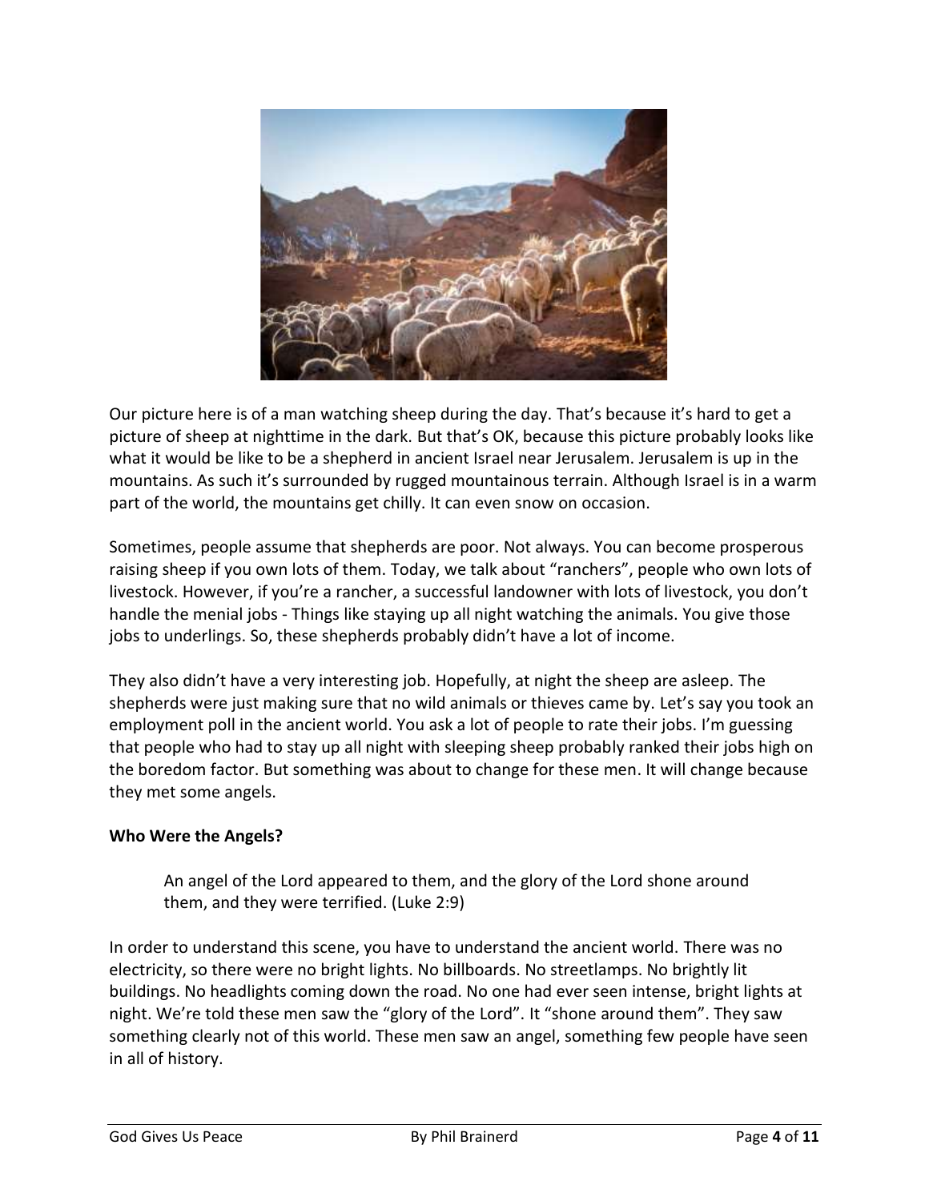Our picture here is of a man watching sheep during the day. That's because it's hard to get a picture of sheep at nighttime in the dark. But that's OK, because this picture probably looks like what it would be like to be a shepherd in ancient Israel near Jerusalem. Jerusalem is up in the mountains. As such it's surrounded by rugged mountainous terrain. Although Israel is in a warm part of the world, the mountains get chilly. It can even snow on occasion.

Sometimes, people assume that shepherds are poor. Not always. You can become prosperous raising sheep if you own lots of them. Today, we talk about "ranchers", people who own lots of livestock. However, if you're a rancher, a successful landowner with lots of livestock, you don't handle the menial jobs - Things like staying up all night watching the animals. You give those jobs to underlings. So, these shepherds probably didn't have a lot of income.

They also didn't have a very interesting job. Hopefully, at night the sheep are asleep. The shepherds were just making sure that no wild animals or thieves came by. Let's say you took an employment poll in the ancient world. You ask a lot of people to rate their jobs. I'm guessing that people who had to stay up all night with sleeping sheep probably ranked their jobs high on the boredom factor. But something was about to change for these men. It will change because they met some angels.

**Who Were the Angels?**

> An angel of the Lord appeared to them, and the glory of the Lord shone around them, and they were terrified. (Luke 2:9)

In order to understand this scene, you have to understand the ancient world. There was no electricity, so there were no bright lights. No billboards. No streetlamps. No brightly lit buildings. No headlights coming down the road. No one had ever seen intense, bright lights at night. We're told these men saw the "glory of the Lord". It "shone around them". They saw something clearly not of this world. These men saw an angel, something few people have seen in all of history.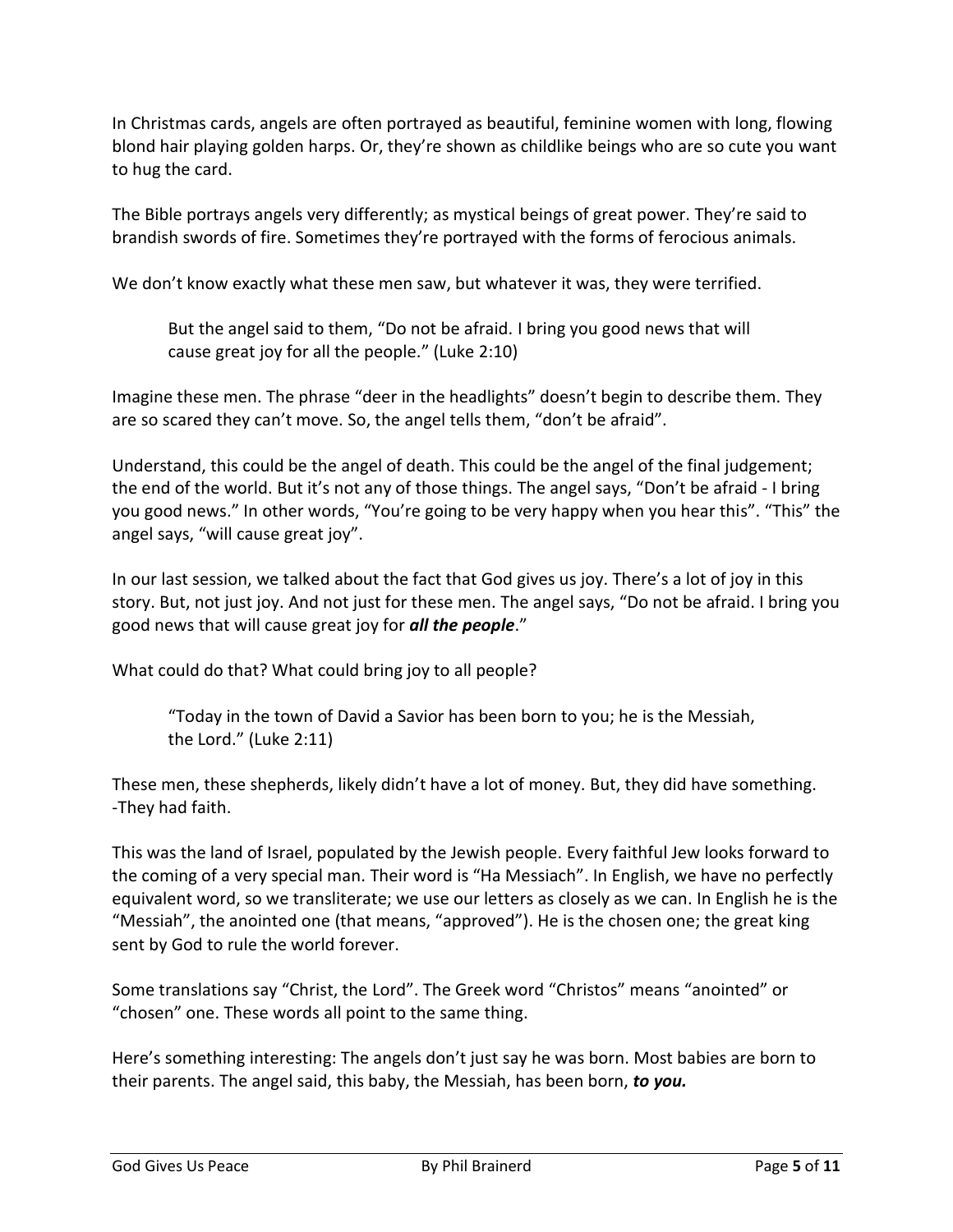In Christmas cards, angels are often portrayed as beautiful, feminine women with long, flowing blond hair playing golden harps. Or, they're shown as childlike beings who are so cute you want to hug the card.

The Bible portrays angels very differently; as mystical beings of great power. They're said to brandish swords of fire. Sometimes they're portrayed with the forms of ferocious animals.

We don't know exactly what these men saw, but whatever it was, they were terrified.

> But the angel said to them, "Do not be afraid. I bring you good news that will cause great joy for all the people." (Luke 2:10)

Imagine these men. The phrase "deer in the headlights" doesn't begin to describe them. They are so scared they can't move. So, the angel tells them, "don't be afraid".

Understand, this could be the angel of death. This could be the angel of the final judgement; the end of the world. But it's not any of those things. The angel says, "Don't be afraid - I bring you good news." In other words, "You're going to be very happy when you hear this". "This" the angel says, "will cause great joy".

In our last session, we talked about the fact that God gives us joy. There's a lot of joy in this story. But, not just joy. And not just for these men. The angel says, "Do not be afraid. I bring you good news that will cause great joy for ***all the people***."

What could do that? What could bring joy to all people?

> "Today in the town of David a Savior has been born to you; he is the Messiah, the Lord." (Luke 2:11)

These men, these shepherds, likely didn't have a lot of money. But, they did have something. -They had faith.

This was the land of Israel, populated by the Jewish people. Every faithful Jew looks forward to the coming of a very special man. Their word is "Ha Messiach". In English, we have no perfectly equivalent word, so we transliterate; we use our letters as closely as we can. In English he is the "Messiah", the anointed one (that means, "approved"). He is the chosen one; the great king sent by God to rule the world forever.

Some translations say "Christ, the Lord". The Greek word "Christos" means "anointed" or "chosen" one. These words all point to the same thing.

Here's something interesting: The angels don't just say he was born. Most babies are born to their parents. The angel said, this baby, the Messiah, has been born, ***to you.***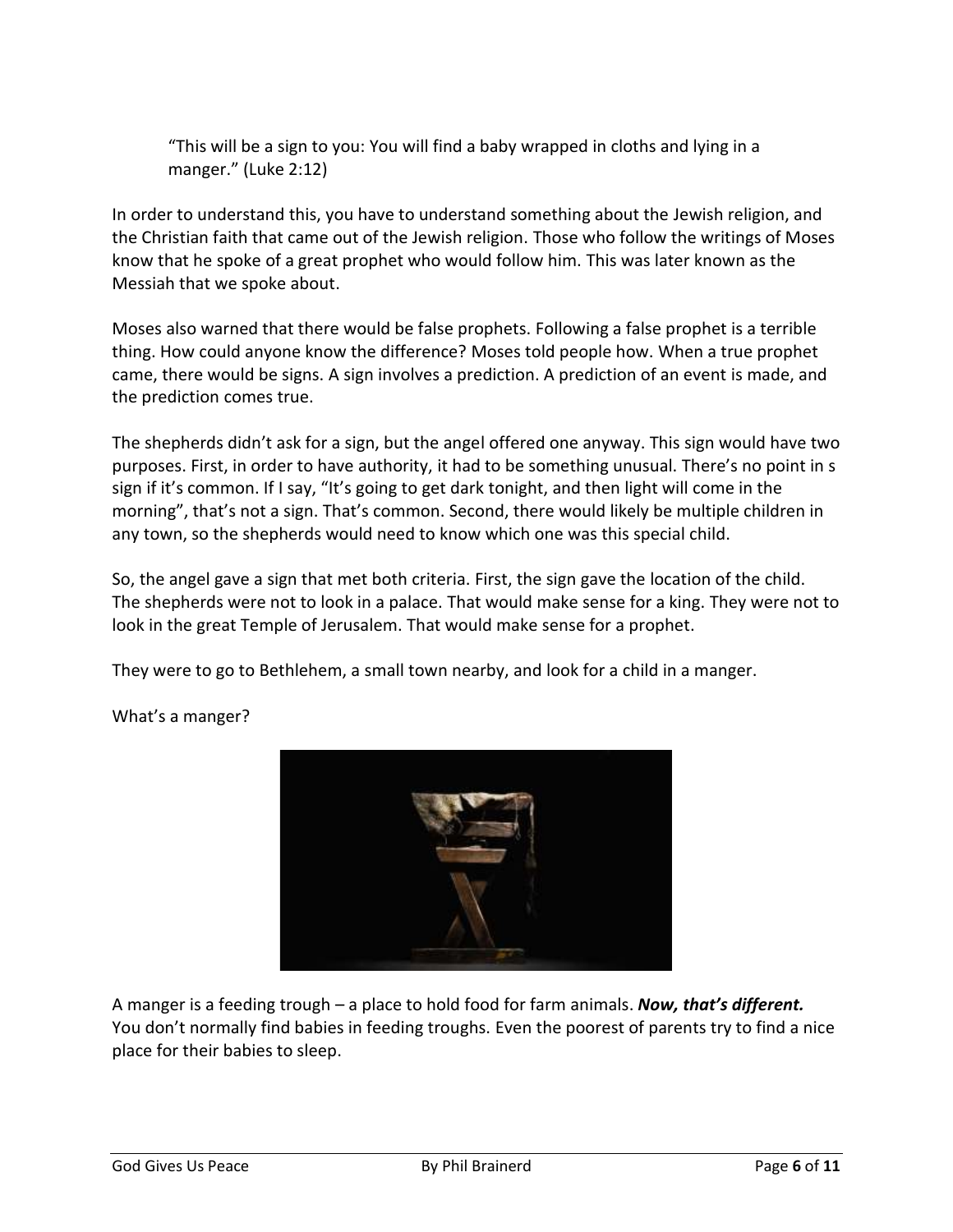> "This will be a sign to you: You will find a baby wrapped in cloths and lying in a manger." (Luke 2:12)

In order to understand this, you have to understand something about the Jewish religion, and the Christian faith that came out of the Jewish religion. Those who follow the writings of Moses know that he spoke of a great prophet who would follow him. This was later known as the Messiah that we spoke about.

Moses also warned that there would be false prophets. Following a false prophet is a terrible thing. How could anyone know the difference? Moses told people how. When a true prophet came, there would be signs. A sign involves a prediction. A prediction of an event is made, and the prediction comes true.

The shepherds didn't ask for a sign, but the angel offered one anyway. This sign would have two purposes. First, in order to have authority, it had to be something unusual. There's no point in s sign if it's common. If I say, "It's going to get dark tonight, and then light will come in the morning", that's not a sign. That's common. Second, there would likely be multiple children in any town, so the shepherds would need to know which one was this special child.

So, the angel gave a sign that met both criteria. First, the sign gave the location of the child. The shepherds were not to look in a palace. That would make sense for a king. They were not to look in the great Temple of Jerusalem. That would make sense for a prophet.

They were to go to Bethlehem, a small town nearby, and look for a child in a manger.

What's a manger?

A manger is a feeding trough – a place to hold food for farm animals. ***Now, that's different.*** You don't normally find babies in feeding troughs. Even the poorest of parents try to find a nice place for their babies to sleep.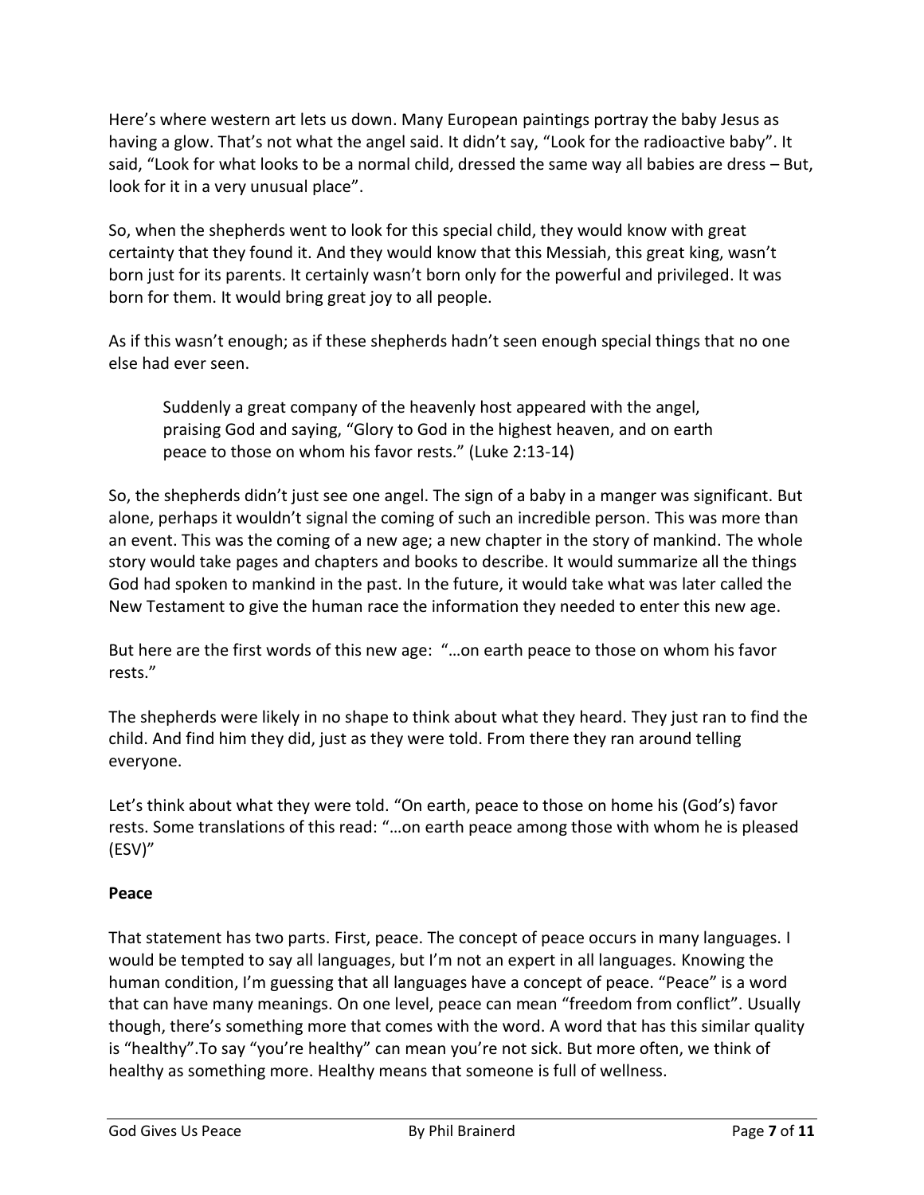Here's where western art lets us down. Many European paintings portray the baby Jesus as having a glow. That's not what the angel said. It didn't say, "Look for the radioactive baby". It said, "Look for what looks to be a normal child, dressed the same way all babies are dress – But, look for it in a very unusual place".

So, when the shepherds went to look for this special child, they would know with great certainty that they found it. And they would know that this Messiah, this great king, wasn't born just for its parents. It certainly wasn't born only for the powerful and privileged. It was born for them. It would bring great joy to all people.

As if this wasn't enough; as if these shepherds hadn't seen enough special things that no one else had ever seen.

> Suddenly a great company of the heavenly host appeared with the angel, praising God and saying, "Glory to God in the highest heaven, and on earth peace to those on whom his favor rests." (Luke 2:13-14)

So, the shepherds didn't just see one angel. The sign of a baby in a manger was significant. But alone, perhaps it wouldn't signal the coming of such an incredible person. This was more than an event. This was the coming of a new age; a new chapter in the story of mankind. The whole story would take pages and chapters and books to describe. It would summarize all the things God had spoken to mankind in the past. In the future, it would take what was later called the New Testament to give the human race the information they needed to enter this new age.

But here are the first words of this new age: "…on earth peace to those on whom his favor rests."

The shepherds were likely in no shape to think about what they heard. They just ran to find the child. And find him they did, just as they were told. From there they ran around telling everyone.

Let's think about what they were told. "On earth, peace to those on home his (God's) favor rests. Some translations of this read: "…on earth peace among those with whom he is pleased (ESV)"

**Peace**

That statement has two parts. First, peace. The concept of peace occurs in many languages. I would be tempted to say all languages, but I'm not an expert in all languages. Knowing the human condition, I'm guessing that all languages have a concept of peace. "Peace" is a word that can have many meanings. On one level, peace can mean "freedom from conflict". Usually though, there's something more that comes with the word. A word that has this similar quality is "healthy".To say "you're healthy" can mean you're not sick. But more often, we think of healthy as something more. Healthy means that someone is full of wellness.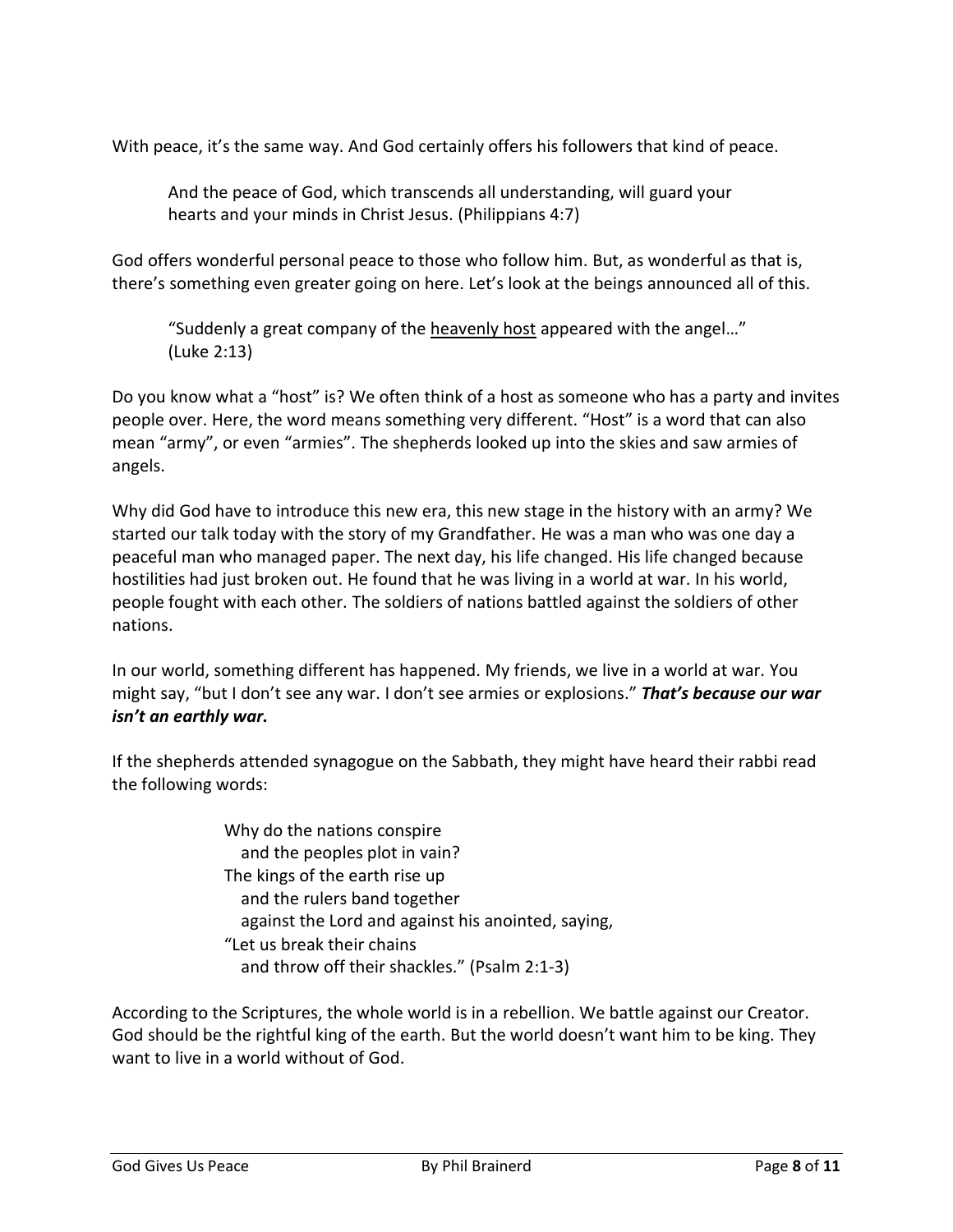With peace, it's the same way. And God certainly offers his followers that kind of peace.

> And the peace of God, which transcends all understanding, will guard your hearts and your minds in Christ Jesus. (Philippians 4:7)

God offers wonderful personal peace to those who follow him. But, as wonderful as that is, there's something even greater going on here. Let's look at the beings announced all of this.

> "Suddenly a great company of the <u>heavenly host</u> appeared with the angel…" (Luke 2:13)

Do you know what a "host" is? We often think of a host as someone who has a party and invites people over. Here, the word means something very different. "Host" is a word that can also mean "army", or even "armies". The shepherds looked up into the skies and saw armies of angels.

Why did God have to introduce this new era, this new stage in the history with an army? We started our talk today with the story of my Grandfather. He was a man who was one day a peaceful man who managed paper. The next day, his life changed. His life changed because hostilities had just broken out. He found that he was living in a world at war. In his world, people fought with each other. The soldiers of nations battled against the soldiers of other nations.

In our world, something different has happened. My friends, we live in a world at war. You might say, "but I don't see any war. I don't see armies or explosions." ***That's because our war isn't an earthly war.***

If the shepherds attended synagogue on the Sabbath, they might have heard their rabbi read the following words:

> Why do the nations conspire
> &nbsp;&nbsp;&nbsp;and the peoples plot in vain?
> The kings of the earth rise up
> &nbsp;&nbsp;&nbsp;and the rulers band together
> &nbsp;&nbsp;&nbsp;against the Lord and against his anointed, saying,
> "Let us break their chains
> &nbsp;&nbsp;&nbsp;and throw off their shackles." (Psalm 2:1-3)

According to the Scriptures, the whole world is in a rebellion. We battle against our Creator. God should be the rightful king of the earth. But the world doesn't want him to be king. They want to live in a world without of God.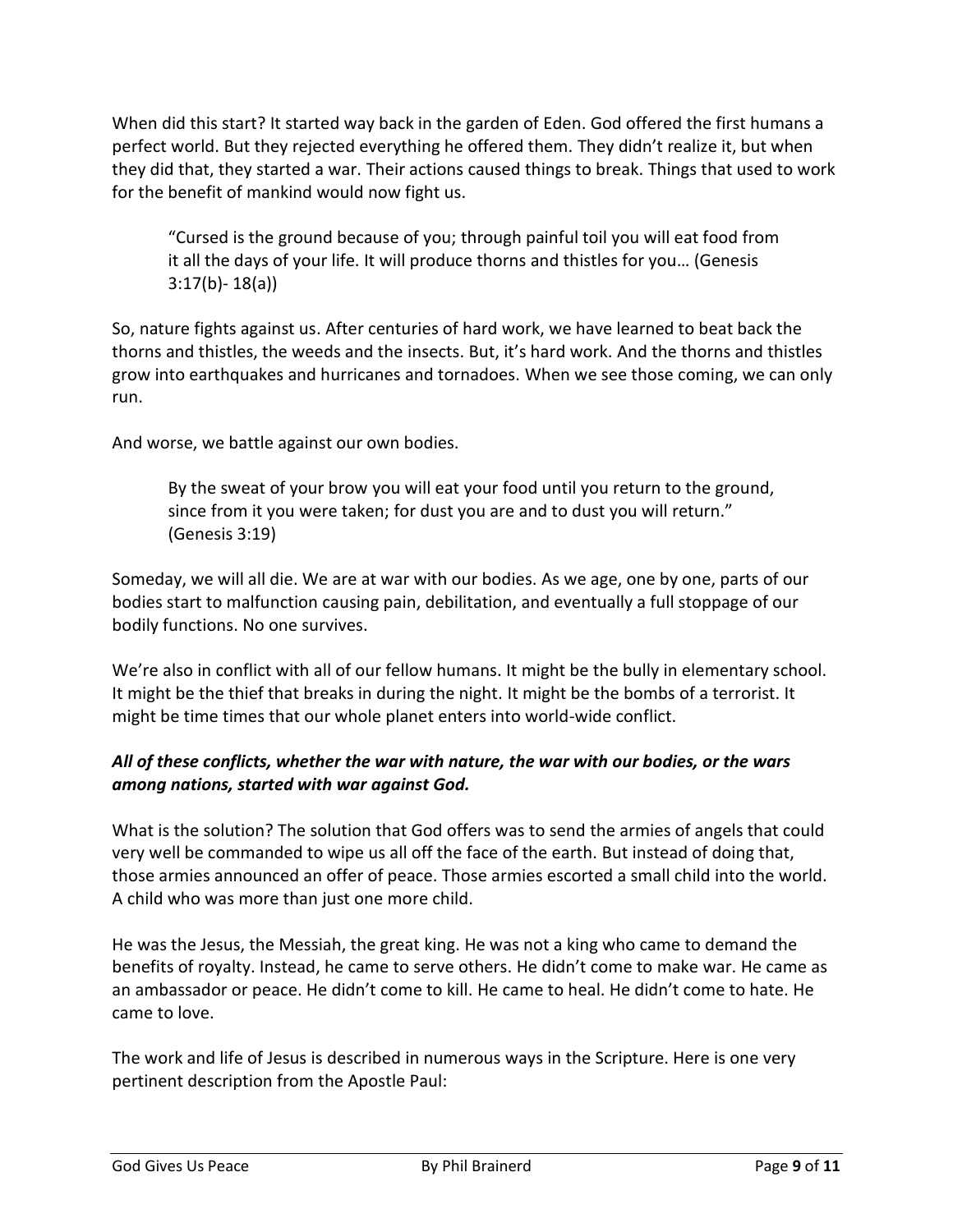When did this start? It started way back in the garden of Eden. God offered the first humans a perfect world. But they rejected everything he offered them. They didn't realize it, but when they did that, they started a war. Their actions caused things to break. Things that used to work for the benefit of mankind would now fight us.

> "Cursed is the ground because of you; through painful toil you will eat food from it all the days of your life. It will produce thorns and thistles for you… (Genesis 3:17(b)- 18(a))

So, nature fights against us. After centuries of hard work, we have learned to beat back the thorns and thistles, the weeds and the insects. But, it's hard work. And the thorns and thistles grow into earthquakes and hurricanes and tornadoes. When we see those coming, we can only run.

And worse, we battle against our own bodies.

> By the sweat of your brow you will eat your food until you return to the ground, since from it you were taken; for dust you are and to dust you will return." (Genesis 3:19)

Someday, we will all die. We are at war with our bodies. As we age, one by one, parts of our bodies start to malfunction causing pain, debilitation, and eventually a full stoppage of our bodily functions. No one survives.

We're also in conflict with all of our fellow humans. It might be the bully in elementary school. It might be the thief that breaks in during the night. It might be the bombs of a terrorist. It might be time times that our whole planet enters into world-wide conflict.

***All of these conflicts, whether the war with nature, the war with our bodies, or the wars among nations, started with war against God.***

What is the solution? The solution that God offers was to send the armies of angels that could very well be commanded to wipe us all off the face of the earth. But instead of doing that, those armies announced an offer of peace. Those armies escorted a small child into the world. A child who was more than just one more child.

He was the Jesus, the Messiah, the great king. He was not a king who came to demand the benefits of royalty. Instead, he came to serve others. He didn't come to make war. He came as an ambassador or peace. He didn't come to kill. He came to heal. He didn't come to hate. He came to love.

The work and life of Jesus is described in numerous ways in the Scripture. Here is one very pertinent description from the Apostle Paul: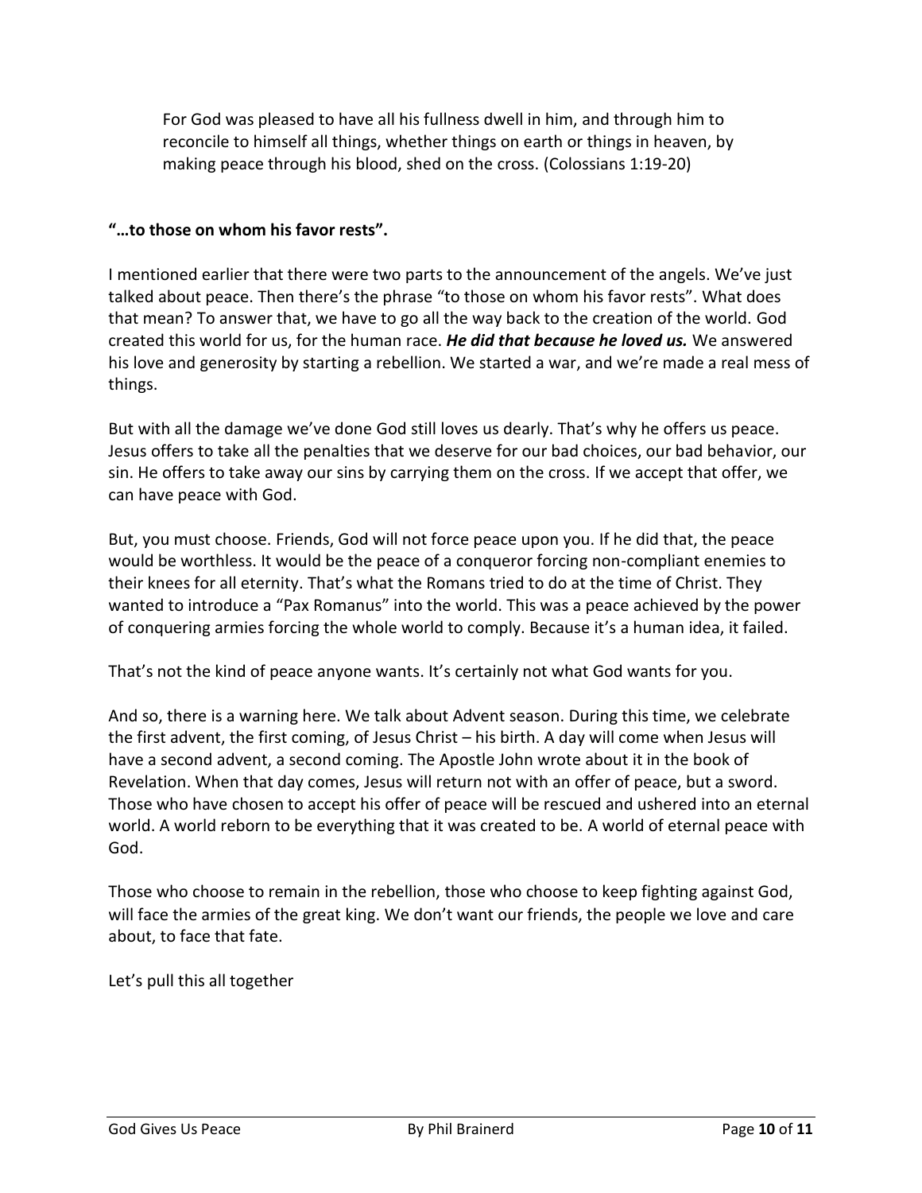> For God was pleased to have all his fullness dwell in him, and through him to reconcile to himself all things, whether things on earth or things in heaven, by making peace through his blood, shed on the cross. (Colossians 1:19-20)

**"…to those on whom his favor rests".**

I mentioned earlier that there were two parts to the announcement of the angels. We've just talked about peace. Then there's the phrase "to those on whom his favor rests". What does that mean? To answer that, we have to go all the way back to the creation of the world. God created this world for us, for the human race. ***He did that because he loved us.*** We answered his love and generosity by starting a rebellion. We started a war, and we're made a real mess of things.

But with all the damage we've done God still loves us dearly. That's why he offers us peace. Jesus offers to take all the penalties that we deserve for our bad choices, our bad behavior, our sin. He offers to take away our sins by carrying them on the cross. If we accept that offer, we can have peace with God.

But, you must choose. Friends, God will not force peace upon you. If he did that, the peace would be worthless. It would be the peace of a conqueror forcing non-compliant enemies to their knees for all eternity. That's what the Romans tried to do at the time of Christ. They wanted to introduce a "Pax Romanus" into the world. This was a peace achieved by the power of conquering armies forcing the whole world to comply. Because it's a human idea, it failed.

That's not the kind of peace anyone wants. It's certainly not what God wants for you.

And so, there is a warning here. We talk about Advent season. During this time, we celebrate the first advent, the first coming, of Jesus Christ – his birth. A day will come when Jesus will have a second advent, a second coming. The Apostle John wrote about it in the book of Revelation. When that day comes, Jesus will return not with an offer of peace, but a sword. Those who have chosen to accept his offer of peace will be rescued and ushered into an eternal world. A world reborn to be everything that it was created to be. A world of eternal peace with God.

Those who choose to remain in the rebellion, those who choose to keep fighting against God, will face the armies of the great king. We don't want our friends, the people we love and care about, to face that fate.

Let's pull this all together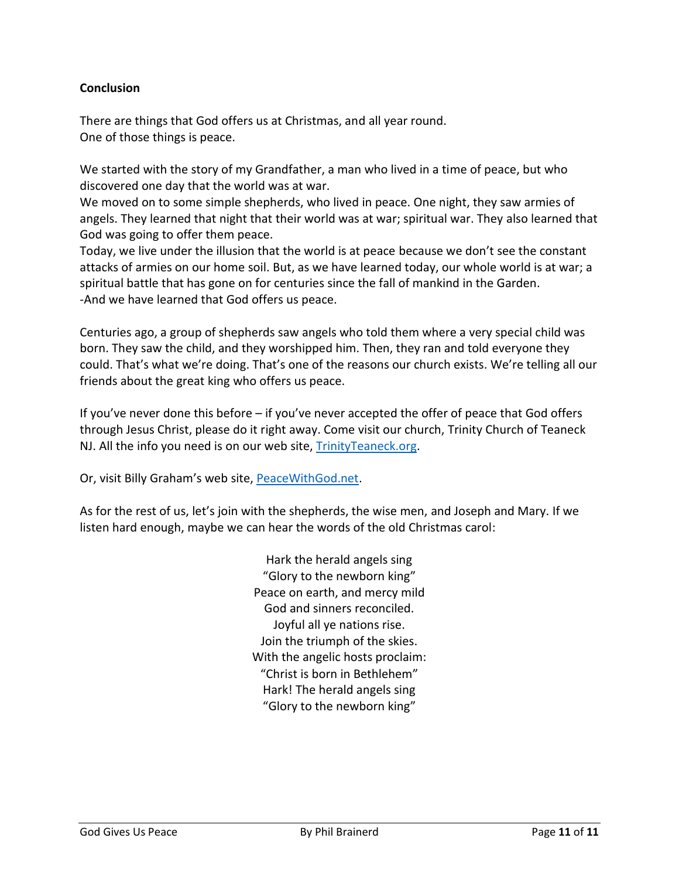**Conclusion**

There are things that God offers us at Christmas, and all year round.
One of those things is peace.

We started with the story of my Grandfather, a man who lived in a time of peace, but who discovered one day that the world was at war.
We moved on to some simple shepherds, who lived in peace. One night, they saw armies of angels. They learned that night that their world was at war; spiritual war. They also learned that God was going to offer them peace.
Today, we live under the illusion that the world is at peace because we don't see the constant attacks of armies on our home soil. But, as we have learned today, our whole world is at war; a spiritual battle that has gone on for centuries since the fall of mankind in the Garden.
-And we have learned that God offers us peace.

Centuries ago, a group of shepherds saw angels who told them where a very special child was born. They saw the child, and they worshipped him. Then, they ran and told everyone they could. That's what we're doing. That's one of the reasons our church exists. We're telling all our friends about the great king who offers us peace.

If you've never done this before – if you've never accepted the offer of peace that God offers through Jesus Christ, please do it right away. Come visit our church, Trinity Church of Teaneck NJ. All the info you need is on our web site, TrinityTeaneck.org.

Or, visit Billy Graham's web site, PeaceWithGod.net.

As for the rest of us, let's join with the shepherds, the wise men, and Joseph and Mary. If we listen hard enough, maybe we can hear the words of the old Christmas carol:

Hark the herald angels sing
"Glory to the newborn king"
Peace on earth, and mercy mild
God and sinners reconciled.
Joyful all ye nations rise.
Join the triumph of the skies.
With the angelic hosts proclaim:
"Christ is born in Bethlehem"
Hark! The herald angels sing
"Glory to the newborn king"